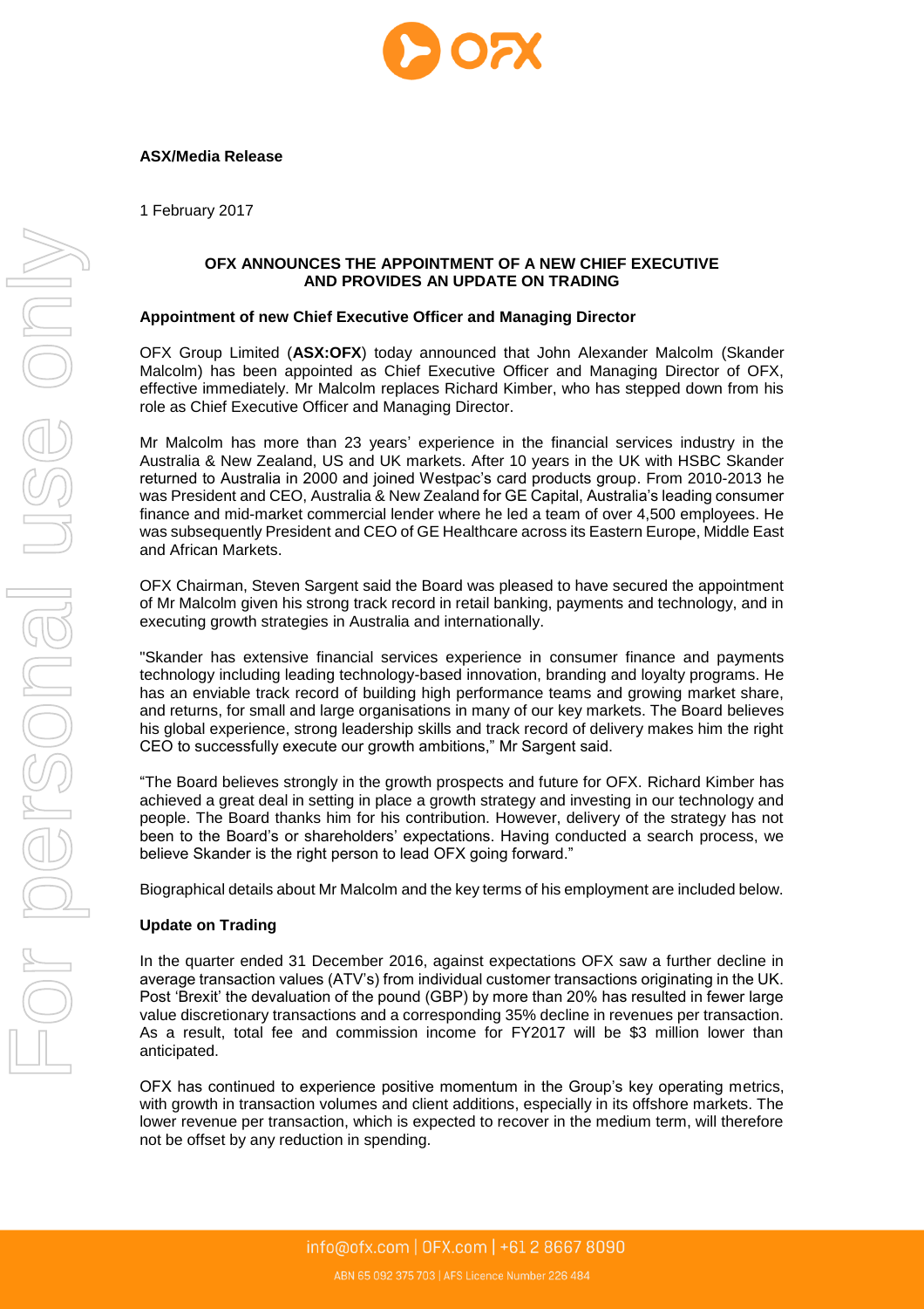**ASX/Media Release**

1 February 2017

## OFX ANNOUNCES THE APPOINTMENT OF A NEW CHIEF EXECUTIVE AND PROVIDES AN UPDATE ON TRADING

### Appointment of new Chief Executive Officer and Managing Director

OFX Group Limited (**ASX:OFX**) today announced that John Alexander Malcolm (Skander Malcolm) has been appointed as Chief Executive Officer and Managing Director of OFX, effective immediately. Mr Malcolm replaces Richard Kimber, who has stepped down from his role as Chief Executive Officer and Managing Director.

Mr Malcolm has more than 23 years' experience in the financial services industry in the Australia & New Zealand, US and UK markets. After 10 years in the UK with HSBC Skander returned to Australia in 2000 and joined Westpac's card products group. From 2010-2013 he was President and CEO, Australia & New Zealand for GE Capital, Australia's leading consumer finance and mid-market commercial lender where he led a team of over 4,500 employees. He was subsequently President and CEO of GE Healthcare across its Eastern Europe, Middle East and African Markets.

OFX Chairman, Steven Sargent said the Board was pleased to have secured the appointment of Mr Malcolm given his strong track record in retail banking, payments and technology, and in executing growth strategies in Australia and internationally.

"Skander has extensive financial services experience in consumer finance and payments technology including leading technology-based innovation, branding and loyalty programs. He has an enviable track record of building high performance teams and growing market share, and returns, for small and large organisations in many of our key markets. The Board believes his global experience, strong leadership skills and track record of delivery makes him the right CEO to successfully execute our growth ambitions," Mr Sargent said.

"The Board believes strongly in the growth prospects and future for OFX. Richard Kimber has achieved a great deal in setting in place a growth strategy and investing in our technology and people. The Board thanks him for his contribution. However, delivery of the strategy has not been to the Board's or shareholders' expectations. Having conducted a search process, we believe Skander is the right person to lead OFX going forward."

Biographical details about Mr Malcolm and the key terms of his employment are included below.

### Update on Trading

In the quarter ended 31 December 2016, against expectations OFX saw a further decline in average transaction values (ATV's) from individual customer transactions originating in the UK. Post 'Brexit' the devaluation of the pound (GBP) by more than 20% has resulted in fewer large value discretionary transactions and a corresponding 35% decline in revenues per transaction. As a result, total fee and commission income for FY2017 will be $3 million lower than anticipated.

OFX has continued to experience positive momentum in the Group's key operating metrics, with growth in transaction volumes and client additions, especially in its offshore markets. The lower revenue per transaction, which is expected to recover in the medium term, will therefore not be offset by any reduction in spending.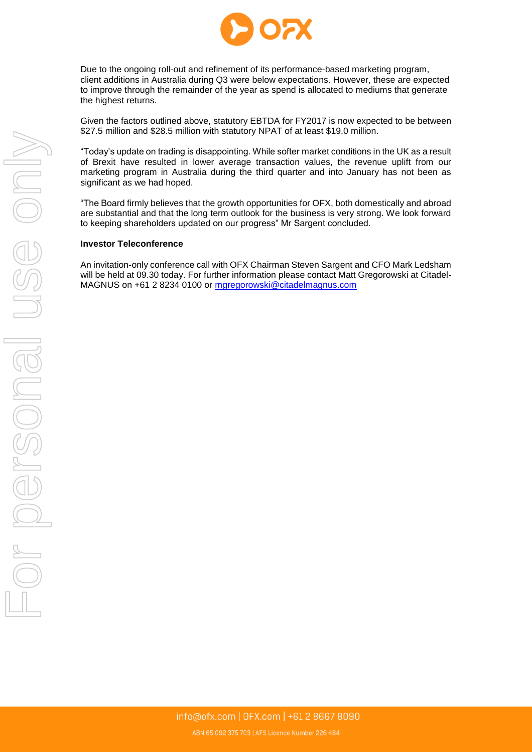Due to the ongoing roll-out and refinement of its performance-based marketing program, client additions in Australia during Q3 were below expectations. However, these are expected to improve through the remainder of the year as spend is allocated to mediums that generate the highest returns.

Given the factors outlined above, statutory EBTDA for FY2017 is now expected to be between $27.5 million and $28.5 million with statutory NPAT of at least $19.0 million.

"Today's update on trading is disappointing. While softer market conditions in the UK as a result of Brexit have resulted in lower average transaction values, the revenue uplift from our marketing program in Australia during the third quarter and into January has not been as significant as we had hoped.

"The Board firmly believes that the growth opportunities for OFX, both domestically and abroad are substantial and that the long term outlook for the business is very strong. We look forward to keeping shareholders updated on our progress" Mr Sargent concluded.

**Investor Teleconference**

An invitation-only conference call with OFX Chairman Steven Sargent and CFO Mark Ledsham will be held at 09.30 today. For further information please contact Matt Gregorowski at Citadel-MAGNUS on +61 2 8234 0100 or mgregorowski@citadelmagnus.com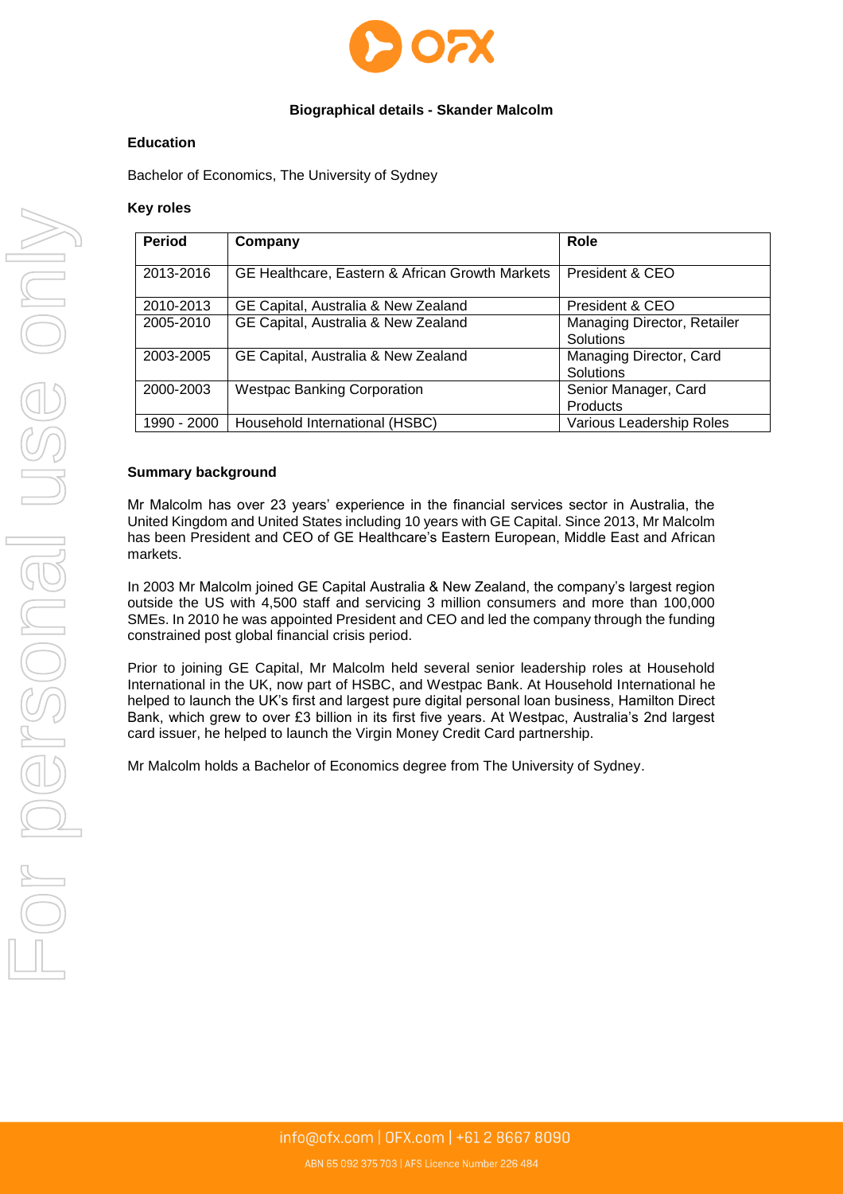## Biographical details - Skander Malcolm

### Education

Bachelor of Economics, The University of Sydney

### Key roles

| Period | Company | Role |
|---|---|---|
| 2013-2016 | GE Healthcare, Eastern & African Growth Markets | President & CEO |
| 2010-2013 | GE Capital, Australia & New Zealand | President & CEO |
| 2005-2010 | GE Capital, Australia & New Zealand | Managing Director, Retailer Solutions |
| 2003-2005 | GE Capital, Australia & New Zealand | Managing Director, Card Solutions |
| 2000-2003 | Westpac Banking Corporation | Senior Manager, Card Products |
| 1990 - 2000 | Household International (HSBC) | Various Leadership Roles |

### Summary background

Mr Malcolm has over 23 years' experience in the financial services sector in Australia, the United Kingdom and United States including 10 years with GE Capital. Since 2013, Mr Malcolm has been President and CEO of GE Healthcare's Eastern European, Middle East and African markets.

In 2003 Mr Malcolm joined GE Capital Australia & New Zealand, the company's largest region outside the US with 4,500 staff and servicing 3 million consumers and more than 100,000 SMEs. In 2010 he was appointed President and CEO and led the company through the funding constrained post global financial crisis period.

Prior to joining GE Capital, Mr Malcolm held several senior leadership roles at Household International in the UK, now part of HSBC, and Westpac Bank. At Household International he helped to launch the UK's first and largest pure digital personal loan business, Hamilton Direct Bank, which grew to over £3 billion in its first five years. At Westpac, Australia's 2nd largest card issuer, he helped to launch the Virgin Money Credit Card partnership.

Mr Malcolm holds a Bachelor of Economics degree from The University of Sydney.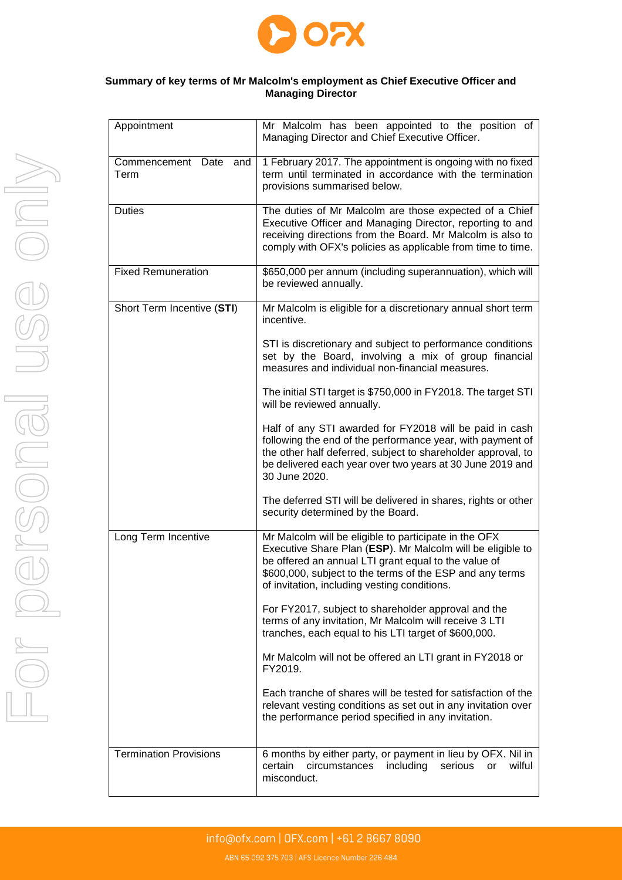**Summary of key terms of Mr Malcolm's employment as Chief Executive Officer and Managing Director**

| | |
|---|---|
| Appointment | Mr Malcolm has been appointed to the position of Managing Director and Chief Executive Officer. |
| Commencement Date and Term | 1 February 2017. The appointment is ongoing with no fixed term until terminated in accordance with the termination provisions summarised below. |
| Duties | The duties of Mr Malcolm are those expected of a Chief Executive Officer and Managing Director, reporting to and receiving directions from the Board. Mr Malcolm is also to comply with OFX's policies as applicable from time to time. |
| Fixed Remuneration | $650,000 per annum (including superannuation), which will be reviewed annually. |
| Short Term Incentive (**STI**) | Mr Malcolm is eligible for a discretionary annual short term incentive.<br><br>STI is discretionary and subject to performance conditions set by the Board, involving a mix of group financial measures and individual non-financial measures.<br><br>The initial STI target is $750,000 in FY2018. The target STI will be reviewed annually.<br><br>Half of any STI awarded for FY2018 will be paid in cash following the end of the performance year, with payment of the other half deferred, subject to shareholder approval, to be delivered each year over two years at 30 June 2019 and 30 June 2020.<br><br>The deferred STI will be delivered in shares, rights or other security determined by the Board. |
| Long Term Incentive | Mr Malcolm will be eligible to participate in the OFX Executive Share Plan (**ESP**). Mr Malcolm will be eligible to be offered an annual LTI grant equal to the value of $600,000, subject to the terms of the ESP and any terms of invitation, including vesting conditions.<br><br>For FY2017, subject to shareholder approval and the terms of any invitation, Mr Malcolm will receive 3 LTI tranches, each equal to his LTI target of $600,000.<br><br>Mr Malcolm will not be offered an LTI grant in FY2018 or FY2019.<br><br>Each tranche of shares will be tested for satisfaction of the relevant vesting conditions as set out in any invitation over the performance period specified in any invitation. |
| Termination Provisions | 6 months by either party, or payment in lieu by OFX. Nil in certain circumstances including serious or wilful misconduct. |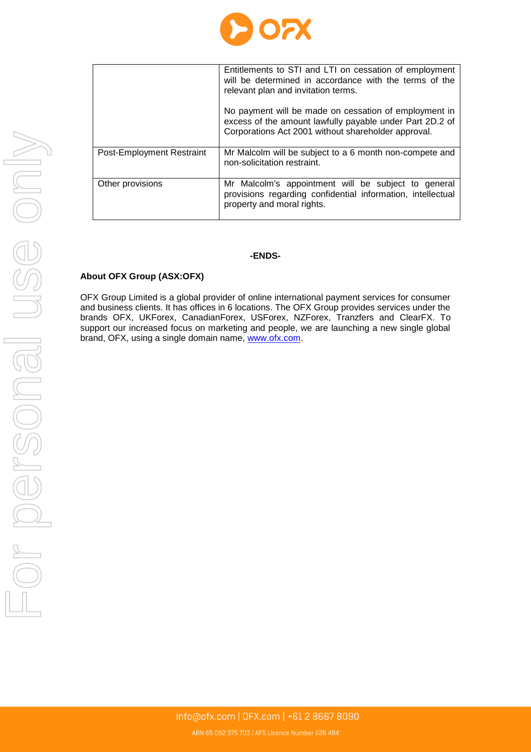| | |
|---|---|
| | Entitlements to STI and LTI on cessation of employment will be determined in accordance with the terms of the relevant plan and invitation terms.<br><br>No payment will be made on cessation of employment in excess of the amount lawfully payable under Part 2D.2 of Corporations Act 2001 without shareholder approval. |
| Post-Employment Restraint | Mr Malcolm will be subject to a 6 month non-compete and non-solicitation restraint. |
| Other provisions | Mr Malcolm's appointment will be subject to general provisions regarding confidential information, intellectual property and moral rights. |

**-ENDS-**

**About OFX Group (ASX:OFX)**

OFX Group Limited is a global provider of online international payment services for consumer and business clients. It has offices in 6 locations. The OFX Group provides services under the brands OFX, UKForex, CanadianForex, USForex, NZForex, Tranzfers and ClearFX. To support our increased focus on marketing and people, we are launching a new single global brand, OFX, using a single domain name, www.ofx.com.

info@ofx.com | OFX.com | +61 2 8667 8090

ABN 65 092 375 703 | AFS Licence Number 226 484